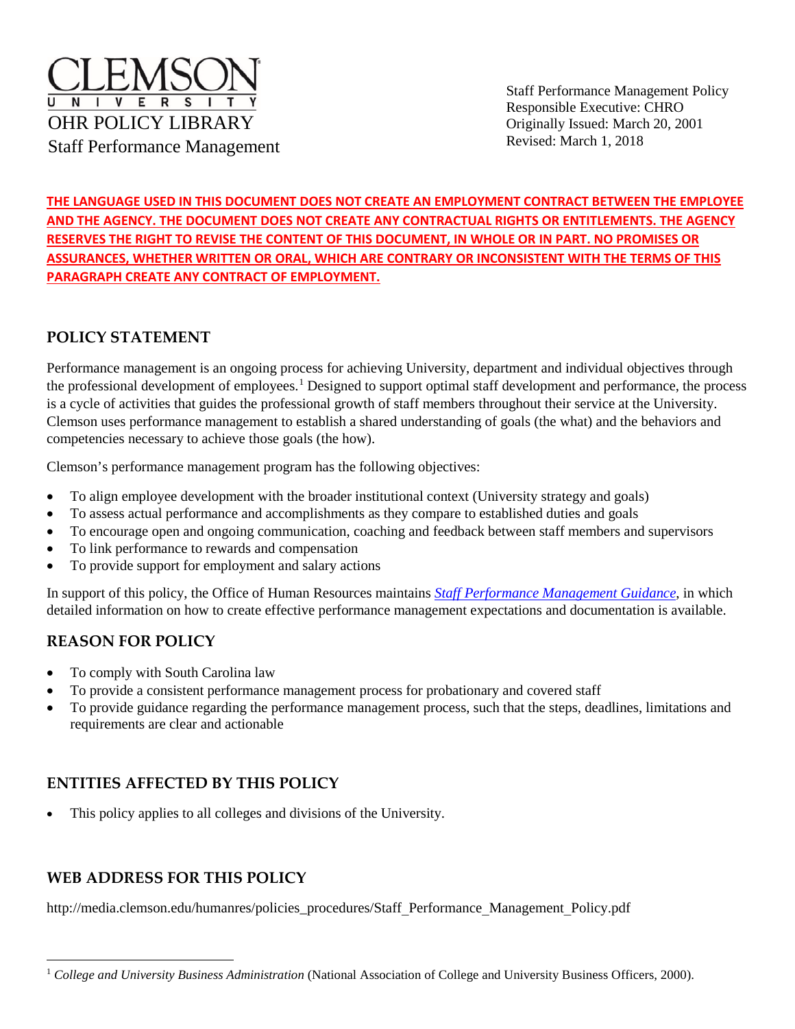CLEMSON UNIVERSITY

OHR POLICY LIBRARY

Staff Performance Management

Staff Performance Management Policy
Responsible Executive: CHRO
Originally Issued: March 20, 2001
Revised: March 1, 2018

**THE LANGUAGE USED IN THIS DOCUMENT DOES NOT CREATE AN EMPLOYMENT CONTRACT BETWEEN THE EMPLOYEE AND THE AGENCY. THE DOCUMENT DOES NOT CREATE ANY CONTRACTUAL RIGHTS OR ENTITLEMENTS. THE AGENCY RESERVES THE RIGHT TO REVISE THE CONTENT OF THIS DOCUMENT, IN WHOLE OR IN PART. NO PROMISES OR ASSURANCES, WHETHER WRITTEN OR ORAL, WHICH ARE CONTRARY OR INCONSISTENT WITH THE TERMS OF THIS PARAGRAPH CREATE ANY CONTRACT OF EMPLOYMENT.**

## POLICY STATEMENT

Performance management is an ongoing process for achieving University, department and individual objectives through the professional development of employees.[1] Designed to support optimal staff development and performance, the process is a cycle of activities that guides the professional growth of staff members throughout their service at the University. Clemson uses performance management to establish a shared understanding of goals (the what) and the behaviors and competencies necessary to achieve those goals (the how).

Clemson's performance management program has the following objectives:

- To align employee development with the broader institutional context (University strategy and goals)
- To assess actual performance and accomplishments as they compare to established duties and goals
- To encourage open and ongoing communication, coaching and feedback between staff members and supervisors
- To link performance to rewards and compensation
- To provide support for employment and salary actions

In support of this policy, the Office of Human Resources maintains *Staff Performance Management Guidance*, in which detailed information on how to create effective performance management expectations and documentation is available.

## REASON FOR POLICY

- To comply with South Carolina law
- To provide a consistent performance management process for probationary and covered staff
- To provide guidance regarding the performance management process, such that the steps, deadlines, limitations and requirements are clear and actionable

## ENTITIES AFFECTED BY THIS POLICY

- This policy applies to all colleges and divisions of the University.

## WEB ADDRESS FOR THIS POLICY

http://media.clemson.edu/humanres/policies_procedures/Staff_Performance_Management_Policy.pdf

---

[1] *College and University Business Administration* (National Association of College and University Business Officers, 2000).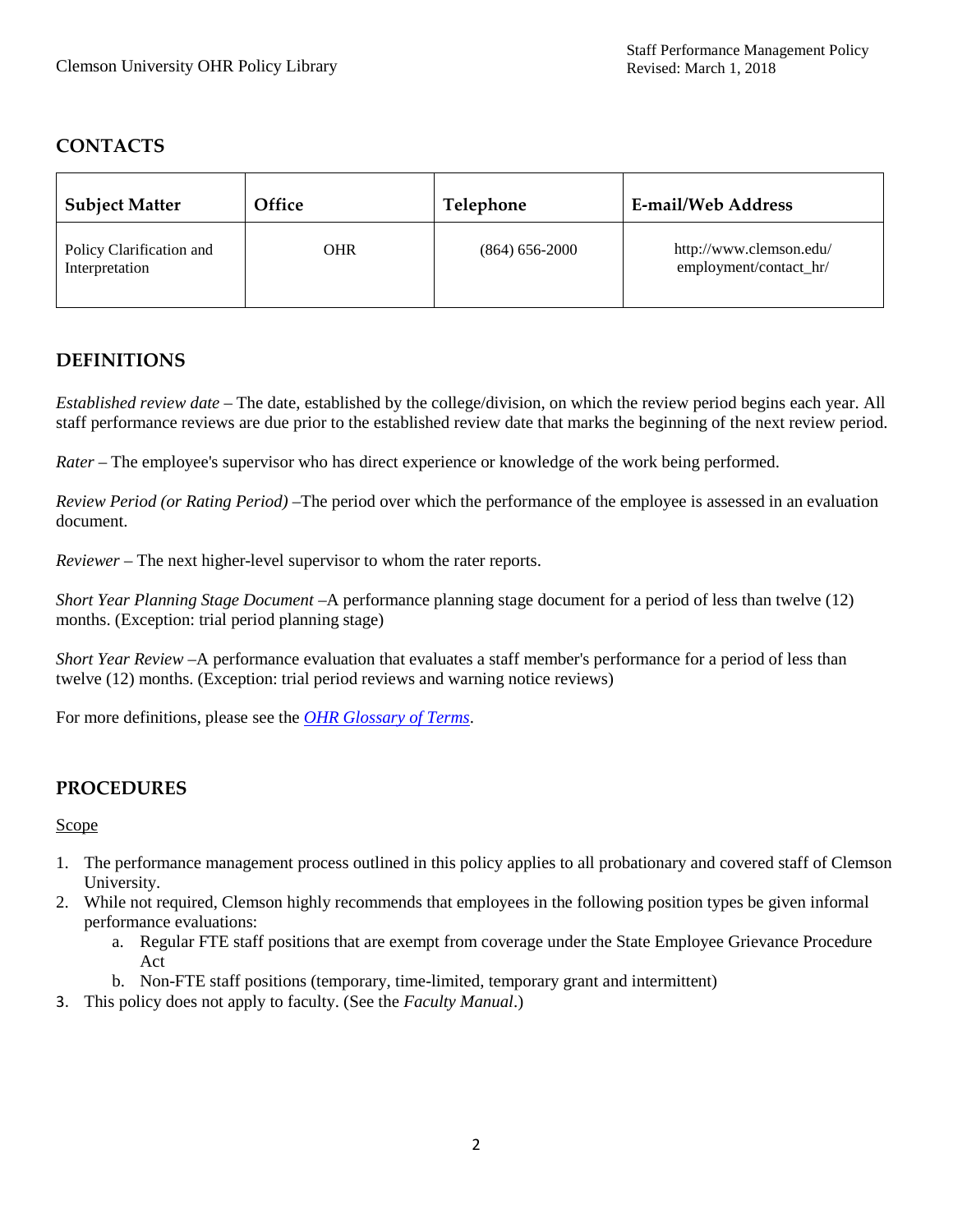## CONTACTS

| Subject Matter | Office | Telephone | E-mail/Web Address |
|---|---|---|---|
| Policy Clarification and Interpretation | OHR | (864) 656-2000 | http://www.clemson.edu/employment/contact_hr/ |

## DEFINITIONS

*Established review date* – The date, established by the college/division, on which the review period begins each year. All staff performance reviews are due prior to the established review date that marks the beginning of the next review period.

*Rater* – The employee's supervisor who has direct experience or knowledge of the work being performed.

*Review Period (or Rating Period)* –The period over which the performance of the employee is assessed in an evaluation document.

*Reviewer* – The next higher-level supervisor to whom the rater reports.

*Short Year Planning Stage Document* –A performance planning stage document for a period of less than twelve (12) months. (Exception: trial period planning stage)

*Short Year Review* –A performance evaluation that evaluates a staff member's performance for a period of less than twelve (12) months. (Exception: trial period reviews and warning notice reviews)

For more definitions, please see the *OHR Glossary of Terms*.

## PROCEDURES

Scope

1. The performance management process outlined in this policy applies to all probationary and covered staff of Clemson University.
2. While not required, Clemson highly recommends that employees in the following position types be given informal performance evaluations:
   a. Regular FTE staff positions that are exempt from coverage under the State Employee Grievance Procedure Act
   b. Non-FTE staff positions (temporary, time-limited, temporary grant and intermittent)
3. This policy does not apply to faculty. (See the *Faculty Manual*.)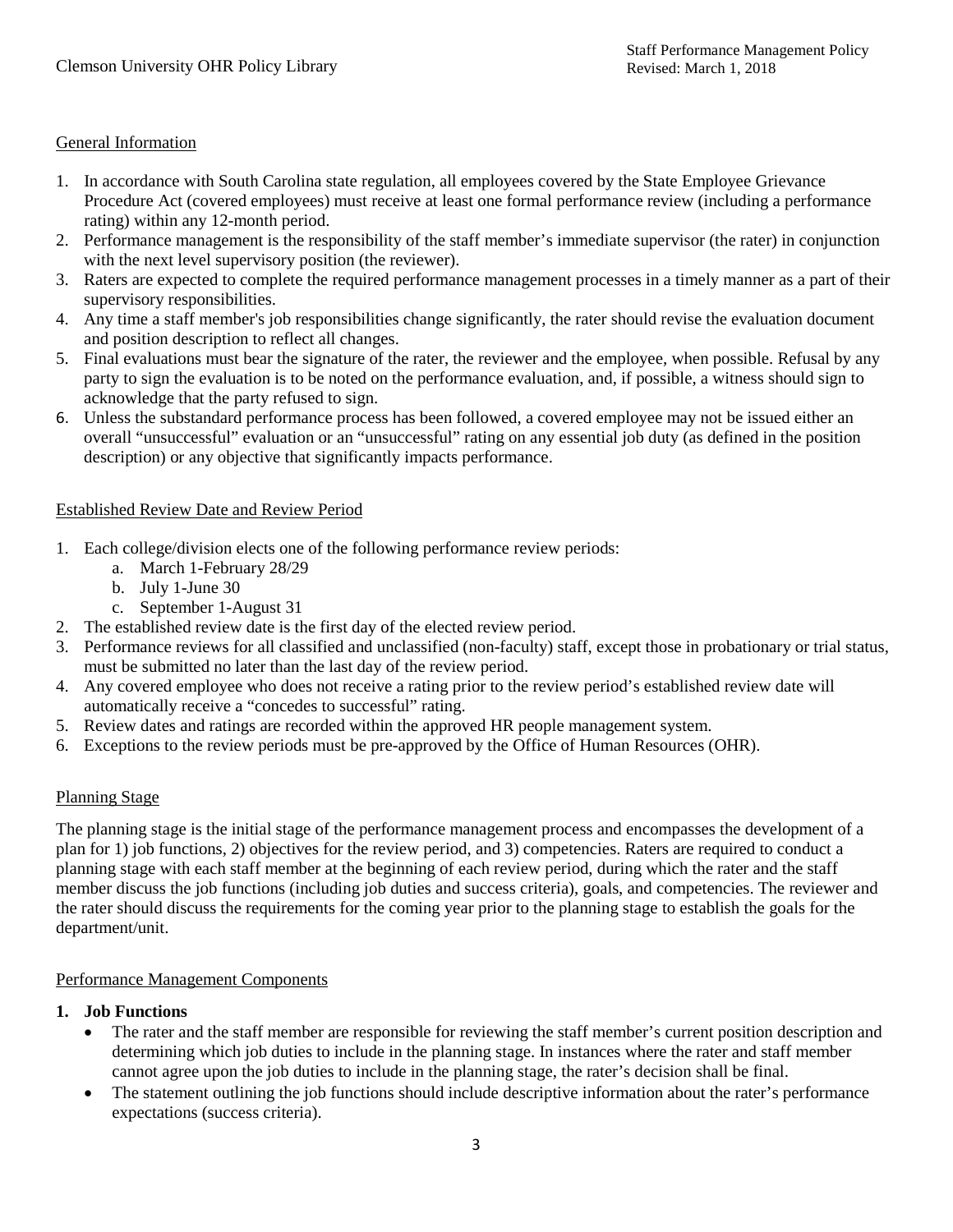## General Information

1. In accordance with South Carolina state regulation, all employees covered by the State Employee Grievance Procedure Act (covered employees) must receive at least one formal performance review (including a performance rating) within any 12-month period.
2. Performance management is the responsibility of the staff member's immediate supervisor (the rater) in conjunction with the next level supervisory position (the reviewer).
3. Raters are expected to complete the required performance management processes in a timely manner as a part of their supervisory responsibilities.
4. Any time a staff member's job responsibilities change significantly, the rater should revise the evaluation document and position description to reflect all changes.
5. Final evaluations must bear the signature of the rater, the reviewer and the employee, when possible. Refusal by any party to sign the evaluation is to be noted on the performance evaluation, and, if possible, a witness should sign to acknowledge that the party refused to sign.
6. Unless the substandard performance process has been followed, a covered employee may not be issued either an overall "unsuccessful" evaluation or an "unsuccessful" rating on any essential job duty (as defined in the position description) or any objective that significantly impacts performance.

## Established Review Date and Review Period

1. Each college/division elects one of the following performance review periods:
   a. March 1-February 28/29
   b. July 1-June 30
   c. September 1-August 31
2. The established review date is the first day of the elected review period.
3. Performance reviews for all classified and unclassified (non-faculty) staff, except those in probationary or trial status, must be submitted no later than the last day of the review period.
4. Any covered employee who does not receive a rating prior to the review period's established review date will automatically receive a "concedes to successful" rating.
5. Review dates and ratings are recorded within the approved HR people management system.
6. Exceptions to the review periods must be pre-approved by the Office of Human Resources (OHR).

## Planning Stage

The planning stage is the initial stage of the performance management process and encompasses the development of a plan for 1) job functions, 2) objectives for the review period, and 3) competencies. Raters are required to conduct a planning stage with each staff member at the beginning of each review period, during which the rater and the staff member discuss the job functions (including job duties and success criteria), goals, and competencies. The reviewer and the rater should discuss the requirements for the coming year prior to the planning stage to establish the goals for the department/unit.

## Performance Management Components

**1. Job Functions**

- The rater and the staff member are responsible for reviewing the staff member's current position description and determining which job duties to include in the planning stage. In instances where the rater and staff member cannot agree upon the job duties to include in the planning stage, the rater's decision shall be final.
- The statement outlining the job functions should include descriptive information about the rater's performance expectations (success criteria).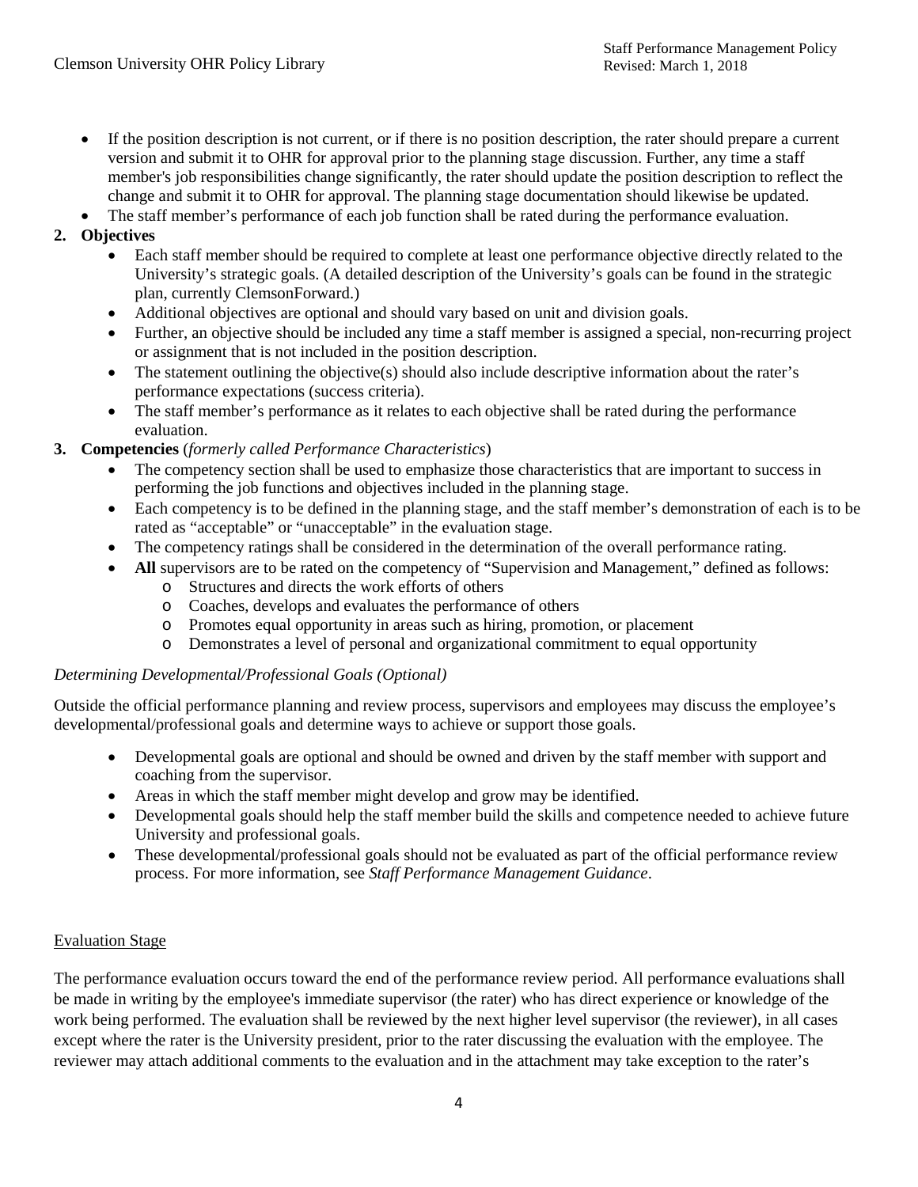- If the position description is not current, or if there is no position description, the rater should prepare a current version and submit it to OHR for approval prior to the planning stage discussion. Further, any time a staff member's job responsibilities change significantly, the rater should update the position description to reflect the change and submit it to OHR for approval. The planning stage documentation should likewise be updated.
- The staff member's performance of each job function shall be rated during the performance evaluation.

**2. Objectives**

- Each staff member should be required to complete at least one performance objective directly related to the University's strategic goals. (A detailed description of the University's goals can be found in the strategic plan, currently ClemsonForward.)
- Additional objectives are optional and should vary based on unit and division goals.
- Further, an objective should be included any time a staff member is assigned a special, non-recurring project or assignment that is not included in the position description.
- The statement outlining the objective(s) should also include descriptive information about the rater's performance expectations (success criteria).
- The staff member's performance as it relates to each objective shall be rated during the performance evaluation.

**3. Competencies** (*formerly called Performance Characteristics*)

- The competency section shall be used to emphasize those characteristics that are important to success in performing the job functions and objectives included in the planning stage.
- Each competency is to be defined in the planning stage, and the staff member's demonstration of each is to be rated as "acceptable" or "unacceptable" in the evaluation stage.
- The competency ratings shall be considered in the determination of the overall performance rating.
- **All** supervisors are to be rated on the competency of "Supervision and Management," defined as follows:
    - Structures and directs the work efforts of others
    - Coaches, develops and evaluates the performance of others
    - Promotes equal opportunity in areas such as hiring, promotion, or placement
    - Demonstrates a level of personal and organizational commitment to equal opportunity

*Determining Developmental/Professional Goals (Optional)*

Outside the official performance planning and review process, supervisors and employees may discuss the employee's developmental/professional goals and determine ways to achieve or support those goals.

- Developmental goals are optional and should be owned and driven by the staff member with support and coaching from the supervisor.
- Areas in which the staff member might develop and grow may be identified.
- Developmental goals should help the staff member build the skills and competence needed to achieve future University and professional goals.
- These developmental/professional goals should not be evaluated as part of the official performance review process. For more information, see *Staff Performance Management Guidance*.

Evaluation Stage

The performance evaluation occurs toward the end of the performance review period. All performance evaluations shall be made in writing by the employee's immediate supervisor (the rater) who has direct experience or knowledge of the work being performed. The evaluation shall be reviewed by the next higher level supervisor (the reviewer), in all cases except where the rater is the University president, prior to the rater discussing the evaluation with the employee. The reviewer may attach additional comments to the evaluation and in the attachment may take exception to the rater's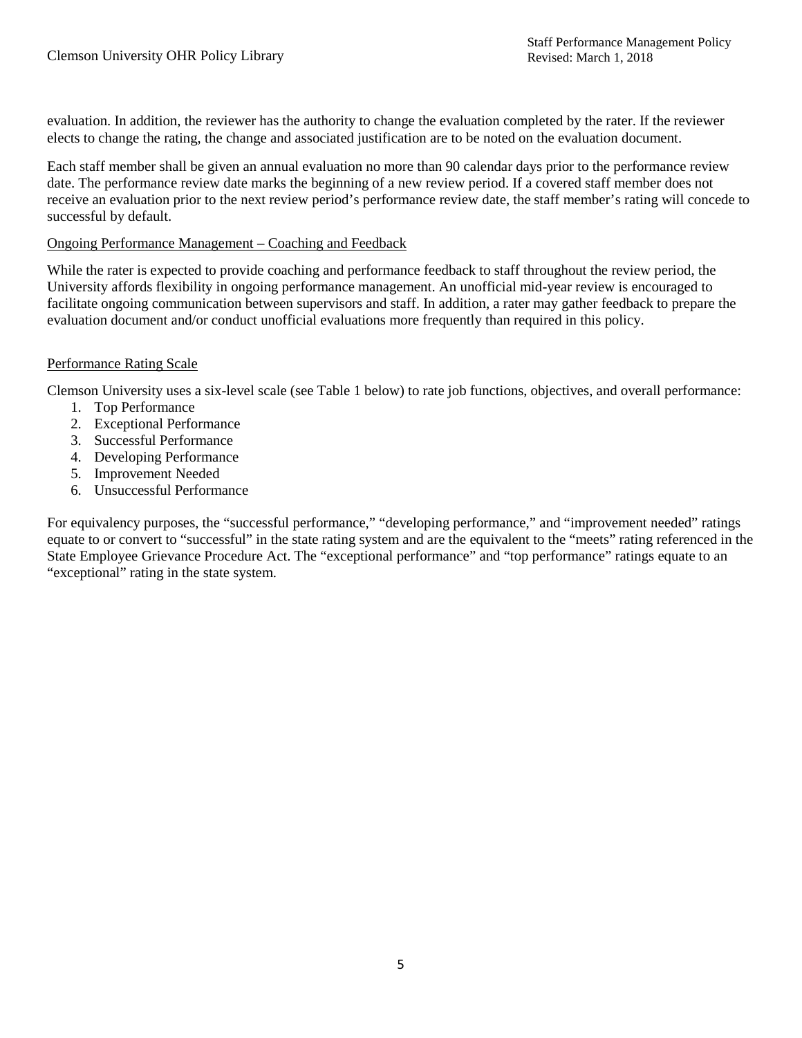evaluation. In addition, the reviewer has the authority to change the evaluation completed by the rater. If the reviewer elects to change the rating, the change and associated justification are to be noted on the evaluation document.

Each staff member shall be given an annual evaluation no more than 90 calendar days prior to the performance review date. The performance review date marks the beginning of a new review period. If a covered staff member does not receive an evaluation prior to the next review period's performance review date, the staff member's rating will concede to successful by default.

<u>Ongoing Performance Management – Coaching and Feedback</u>

While the rater is expected to provide coaching and performance feedback to staff throughout the review period, the University affords flexibility in ongoing performance management. An unofficial mid-year review is encouraged to facilitate ongoing communication between supervisors and staff. In addition, a rater may gather feedback to prepare the evaluation document and/or conduct unofficial evaluations more frequently than required in this policy.

<u>Performance Rating Scale</u>

Clemson University uses a six-level scale (see Table 1 below) to rate job functions, objectives, and overall performance:

1. Top Performance
2. Exceptional Performance
3. Successful Performance
4. Developing Performance
5. Improvement Needed
6. Unsuccessful Performance

For equivalency purposes, the "successful performance," "developing performance," and "improvement needed" ratings equate to or convert to "successful" in the state rating system and are the equivalent to the "meets" rating referenced in the State Employee Grievance Procedure Act. The "exceptional performance" and "top performance" ratings equate to an "exceptional" rating in the state system.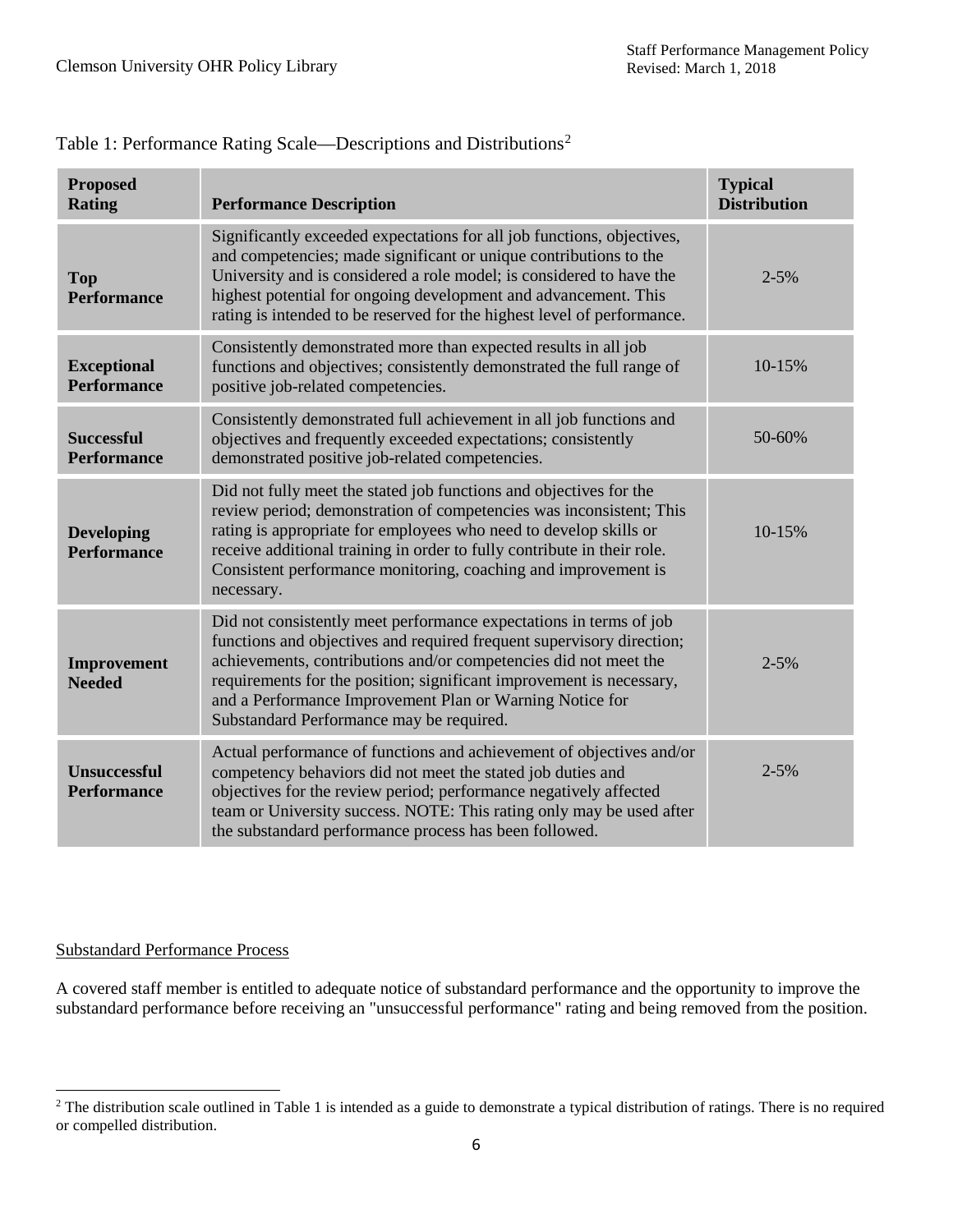Table 1: Performance Rating Scale—Descriptions and Distributions[2]

| Proposed Rating | Performance Description | Typical Distribution |
|---|---|---|
| **Top Performance** | Significantly exceeded expectations for all job functions, objectives, and competencies; made significant or unique contributions to the University and is considered a role model; is considered to have the highest potential for ongoing development and advancement. This rating is intended to be reserved for the highest level of performance. | 2-5% |
| **Exceptional Performance** | Consistently demonstrated more than expected results in all job functions and objectives; consistently demonstrated the full range of positive job-related competencies. | 10-15% |
| **Successful Performance** | Consistently demonstrated full achievement in all job functions and objectives and frequently exceeded expectations; consistently demonstrated positive job-related competencies. | 50-60% |
| **Developing Performance** | Did not fully meet the stated job functions and objectives for the review period; demonstration of competencies was inconsistent; This rating is appropriate for employees who need to develop skills or receive additional training in order to fully contribute in their role. Consistent performance monitoring, coaching and improvement is necessary. | 10-15% |
| **Improvement Needed** | Did not consistently meet performance expectations in terms of job functions and objectives and required frequent supervisory direction; achievements, contributions and/or competencies did not meet the requirements for the position; significant improvement is necessary, and a Performance Improvement Plan or Warning Notice for Substandard Performance may be required. | 2-5% |
| **Unsuccessful Performance** | Actual performance of functions and achievement of objectives and/or competency behaviors did not meet the stated job duties and objectives for the review period; performance negatively affected team or University success. NOTE: This rating only may be used after the substandard performance process has been followed. | 2-5% |

Substandard Performance Process

A covered staff member is entitled to adequate notice of substandard performance and the opportunity to improve the substandard performance before receiving an "unsuccessful performance" rating and being removed from the position.

[2] The distribution scale outlined in Table 1 is intended as a guide to demonstrate a typical distribution of ratings. There is no required or compelled distribution.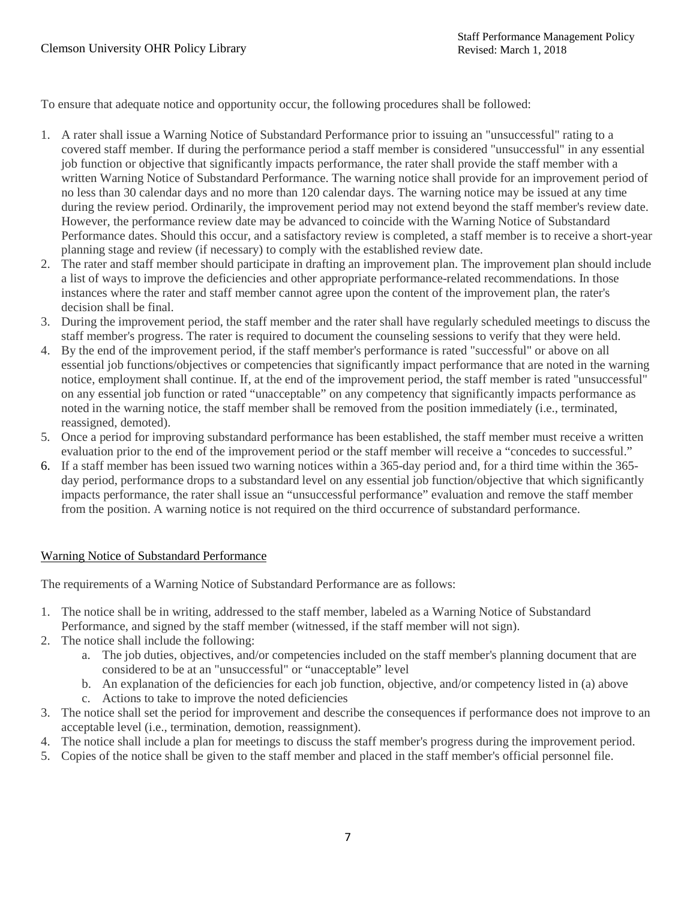To ensure that adequate notice and opportunity occur, the following procedures shall be followed:

1. A rater shall issue a Warning Notice of Substandard Performance prior to issuing an "unsuccessful" rating to a covered staff member. If during the performance period a staff member is considered "unsuccessful" in any essential job function or objective that significantly impacts performance, the rater shall provide the staff member with a written Warning Notice of Substandard Performance. The warning notice shall provide for an improvement period of no less than 30 calendar days and no more than 120 calendar days. The warning notice may be issued at any time during the review period. Ordinarily, the improvement period may not extend beyond the staff member's review date. However, the performance review date may be advanced to coincide with the Warning Notice of Substandard Performance dates. Should this occur, and a satisfactory review is completed, a staff member is to receive a short-year planning stage and review (if necessary) to comply with the established review date.
2. The rater and staff member should participate in drafting an improvement plan. The improvement plan should include a list of ways to improve the deficiencies and other appropriate performance-related recommendations. In those instances where the rater and staff member cannot agree upon the content of the improvement plan, the rater's decision shall be final.
3. During the improvement period, the staff member and the rater shall have regularly scheduled meetings to discuss the staff member's progress. The rater is required to document the counseling sessions to verify that they were held.
4. By the end of the improvement period, if the staff member's performance is rated "successful" or above on all essential job functions/objectives or competencies that significantly impact performance that are noted in the warning notice, employment shall continue. If, at the end of the improvement period, the staff member is rated "unsuccessful" on any essential job function or rated "unacceptable" on any competency that significantly impacts performance as noted in the warning notice, the staff member shall be removed from the position immediately (i.e., terminated, reassigned, demoted).
5. Once a period for improving substandard performance has been established, the staff member must receive a written evaluation prior to the end of the improvement period or the staff member will receive a "concedes to successful."
6. If a staff member has been issued two warning notices within a 365-day period and, for a third time within the 365-day period, performance drops to a substandard level on any essential job function/objective that which significantly impacts performance, the rater shall issue an "unsuccessful performance" evaluation and remove the staff member from the position. A warning notice is not required on the third occurrence of substandard performance.

## Warning Notice of Substandard Performance

The requirements of a Warning Notice of Substandard Performance are as follows:

1. The notice shall be in writing, addressed to the staff member, labeled as a Warning Notice of Substandard Performance, and signed by the staff member (witnessed, if the staff member will not sign).
2. The notice shall include the following:
    a. The job duties, objectives, and/or competencies included on the staff member's planning document that are considered to be at an "unsuccessful" or "unacceptable" level
    b. An explanation of the deficiencies for each job function, objective, and/or competency listed in (a) above
    c. Actions to take to improve the noted deficiencies
3. The notice shall set the period for improvement and describe the consequences if performance does not improve to an acceptable level (i.e., termination, demotion, reassignment).
4. The notice shall include a plan for meetings to discuss the staff member's progress during the improvement period.
5. Copies of the notice shall be given to the staff member and placed in the staff member's official personnel file.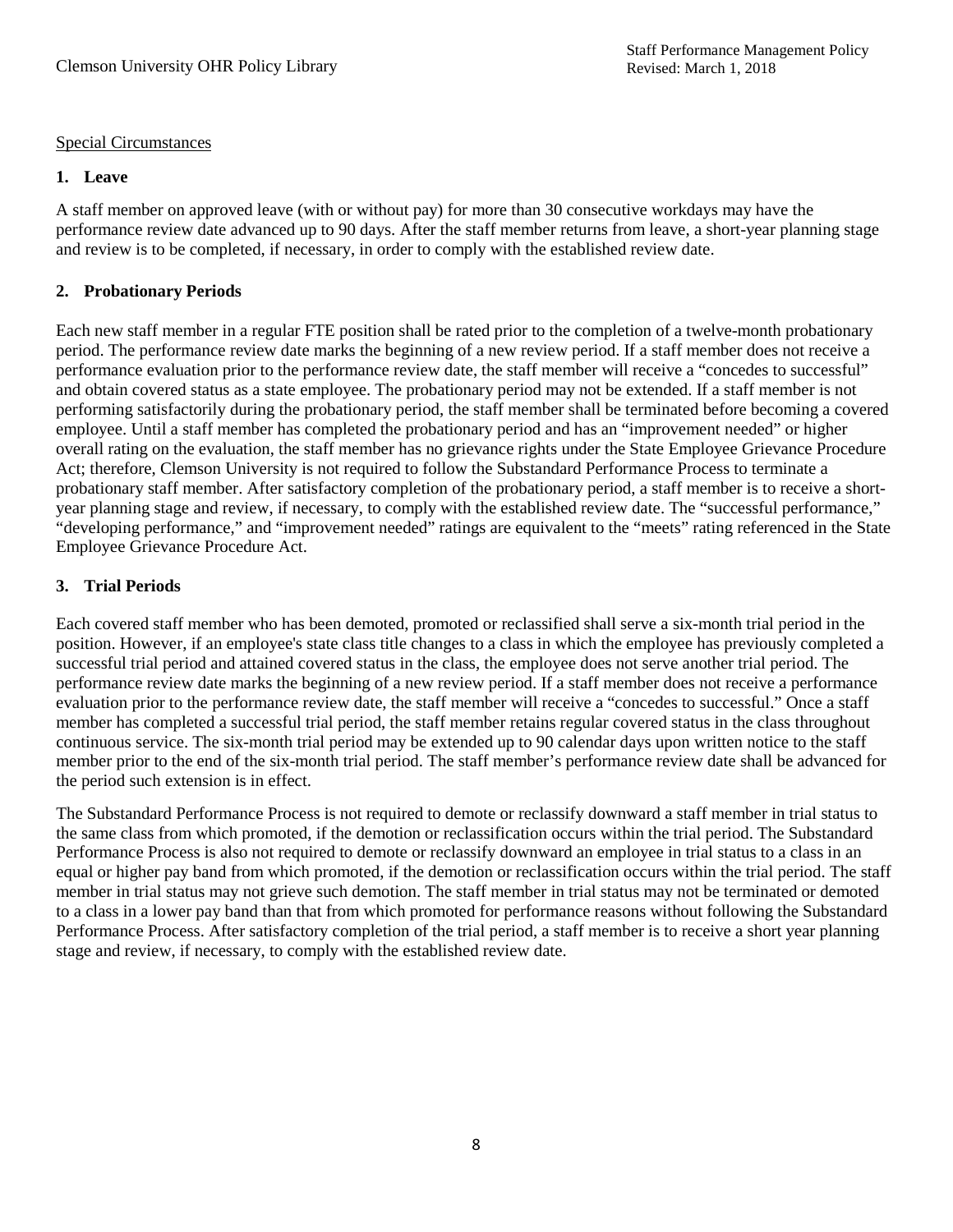Special Circumstances

## 1. Leave

A staff member on approved leave (with or without pay) for more than 30 consecutive workdays may have the performance review date advanced up to 90 days. After the staff member returns from leave, a short-year planning stage and review is to be completed, if necessary, in order to comply with the established review date.

## 2. Probationary Periods

Each new staff member in a regular FTE position shall be rated prior to the completion of a twelve-month probationary period. The performance review date marks the beginning of a new review period. If a staff member does not receive a performance evaluation prior to the performance review date, the staff member will receive a "concedes to successful" and obtain covered status as a state employee. The probationary period may not be extended. If a staff member is not performing satisfactorily during the probationary period, the staff member shall be terminated before becoming a covered employee. Until a staff member has completed the probationary period and has an "improvement needed" or higher overall rating on the evaluation, the staff member has no grievance rights under the State Employee Grievance Procedure Act; therefore, Clemson University is not required to follow the Substandard Performance Process to terminate a probationary staff member. After satisfactory completion of the probationary period, a staff member is to receive a short-year planning stage and review, if necessary, to comply with the established review date. The "successful performance," "developing performance," and "improvement needed" ratings are equivalent to the "meets" rating referenced in the State Employee Grievance Procedure Act.

## 3. Trial Periods

Each covered staff member who has been demoted, promoted or reclassified shall serve a six-month trial period in the position. However, if an employee's state class title changes to a class in which the employee has previously completed a successful trial period and attained covered status in the class, the employee does not serve another trial period. The performance review date marks the beginning of a new review period. If a staff member does not receive a performance evaluation prior to the performance review date, the staff member will receive a "concedes to successful." Once a staff member has completed a successful trial period, the staff member retains regular covered status in the class throughout continuous service. The six-month trial period may be extended up to 90 calendar days upon written notice to the staff member prior to the end of the six-month trial period. The staff member's performance review date shall be advanced for the period such extension is in effect.

The Substandard Performance Process is not required to demote or reclassify downward a staff member in trial status to the same class from which promoted, if the demotion or reclassification occurs within the trial period. The Substandard Performance Process is also not required to demote or reclassify downward an employee in trial status to a class in an equal or higher pay band from which promoted, if the demotion or reclassification occurs within the trial period. The staff member in trial status may not grieve such demotion. The staff member in trial status may not be terminated or demoted to a class in a lower pay band than that from which promoted for performance reasons without following the Substandard Performance Process. After satisfactory completion of the trial period, a staff member is to receive a short year planning stage and review, if necessary, to comply with the established review date.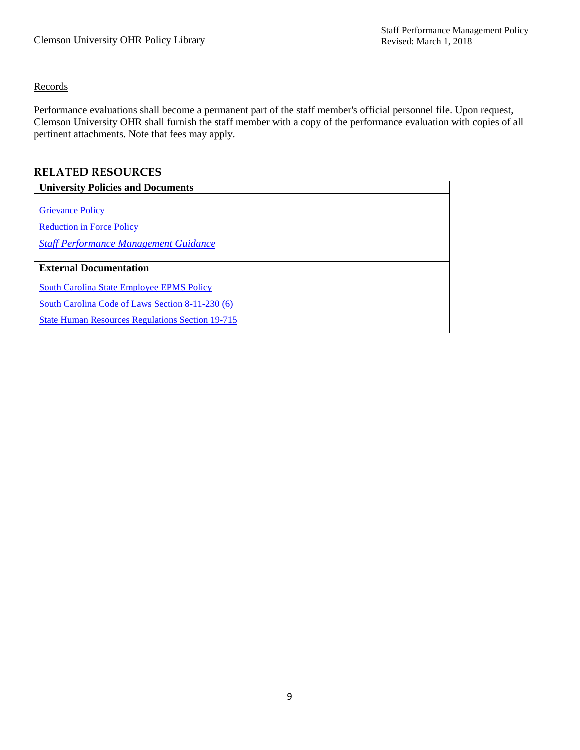Records

Performance evaluations shall become a permanent part of the staff member's official personnel file. Upon request, Clemson University OHR shall furnish the staff member with a copy of the performance evaluation with copies of all pertinent attachments. Note that fees may apply.

## RELATED RESOURCES

| University Policies and Documents |
| --- |
| Grievance Policy<br>Reduction in Force Policy<br>*Staff Performance Management Guidance* |
| **External Documentation** |
| South Carolina State Employee EPMS Policy<br>South Carolina Code of Laws Section 8-11-230 (6)<br>State Human Resources Regulations Section 19-715 |